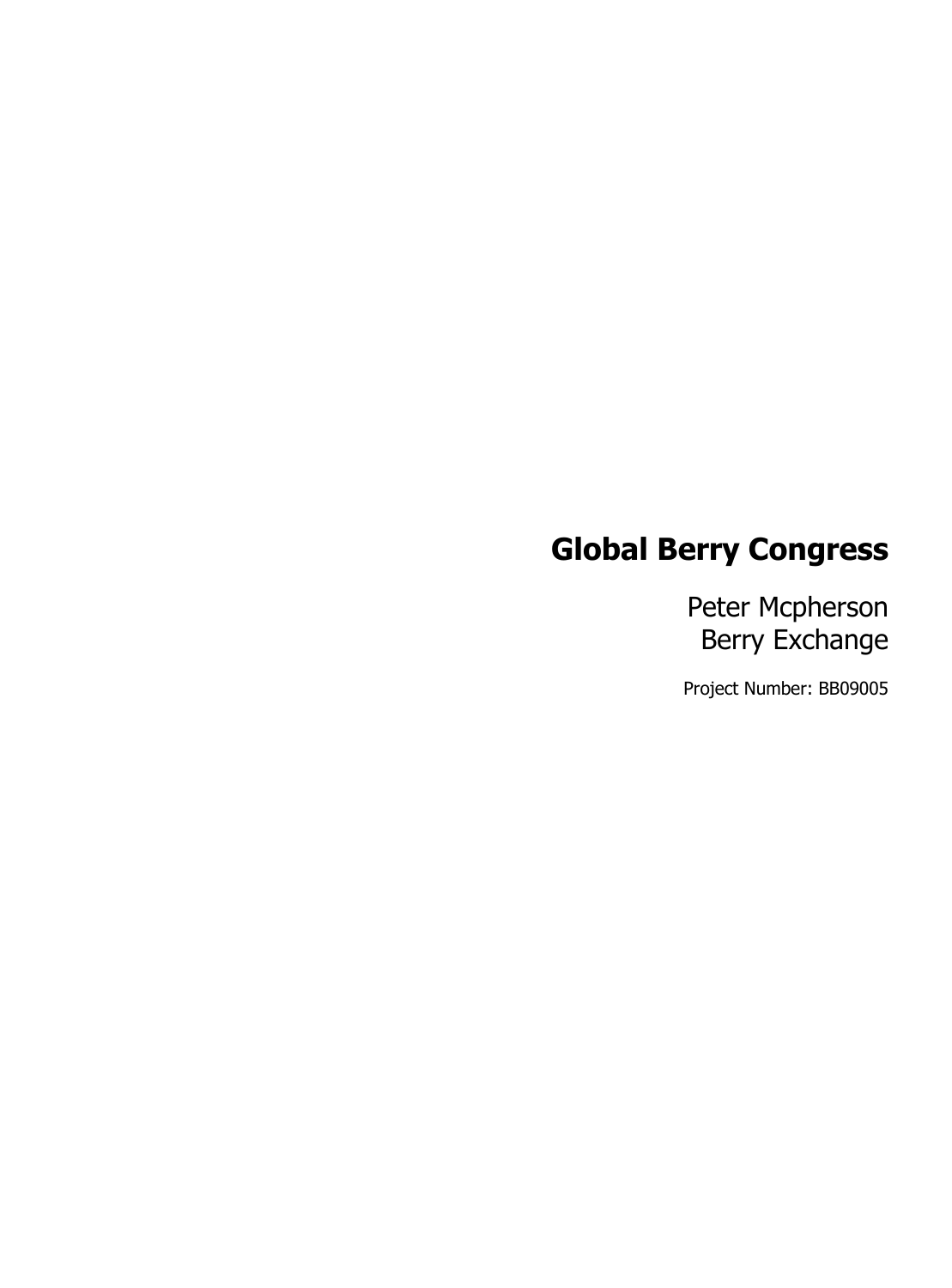# Global Berry Congress

Peter Mcpherson
Berry Exchange

Project Number: BB09005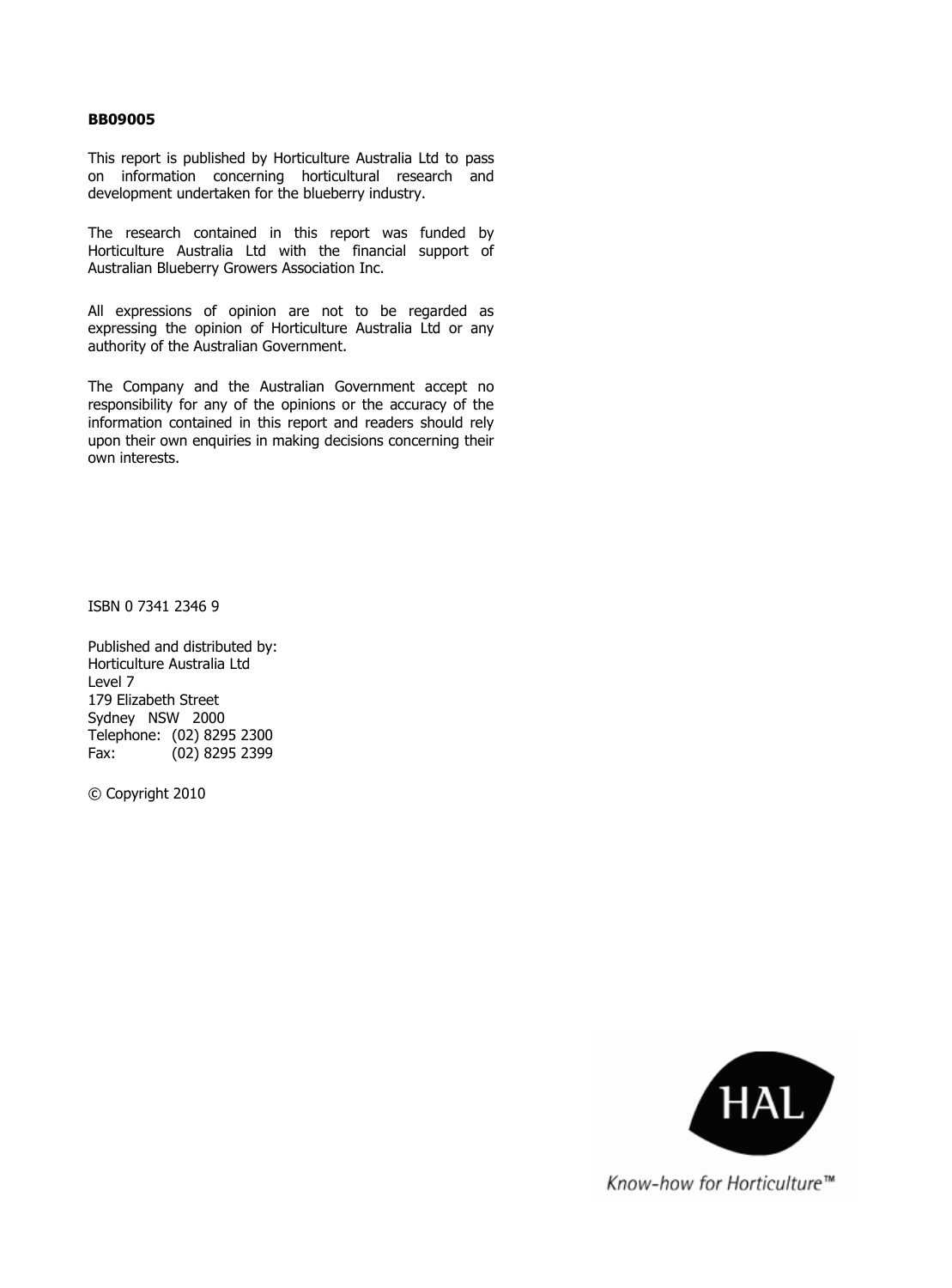**BB09005**

This report is published by Horticulture Australia Ltd to pass on information concerning horticultural research and development undertaken for the blueberry industry.

The research contained in this report was funded by Horticulture Australia Ltd with the financial support of Australian Blueberry Growers Association Inc.

All expressions of opinion are not to be regarded as expressing the opinion of Horticulture Australia Ltd or any authority of the Australian Government.

The Company and the Australian Government accept no responsibility for any of the opinions or the accuracy of the information contained in this report and readers should rely upon their own enquiries in making decisions concerning their own interests.

ISBN 0 7341 2346 9

Published and distributed by:
Horticulture Australia Ltd
Level 7
179 Elizabeth Street
Sydney NSW 2000
Telephone: (02) 8295 2300
Fax: (02) 8295 2399

© Copyright 2010

HAL

Know-how for Horticulture™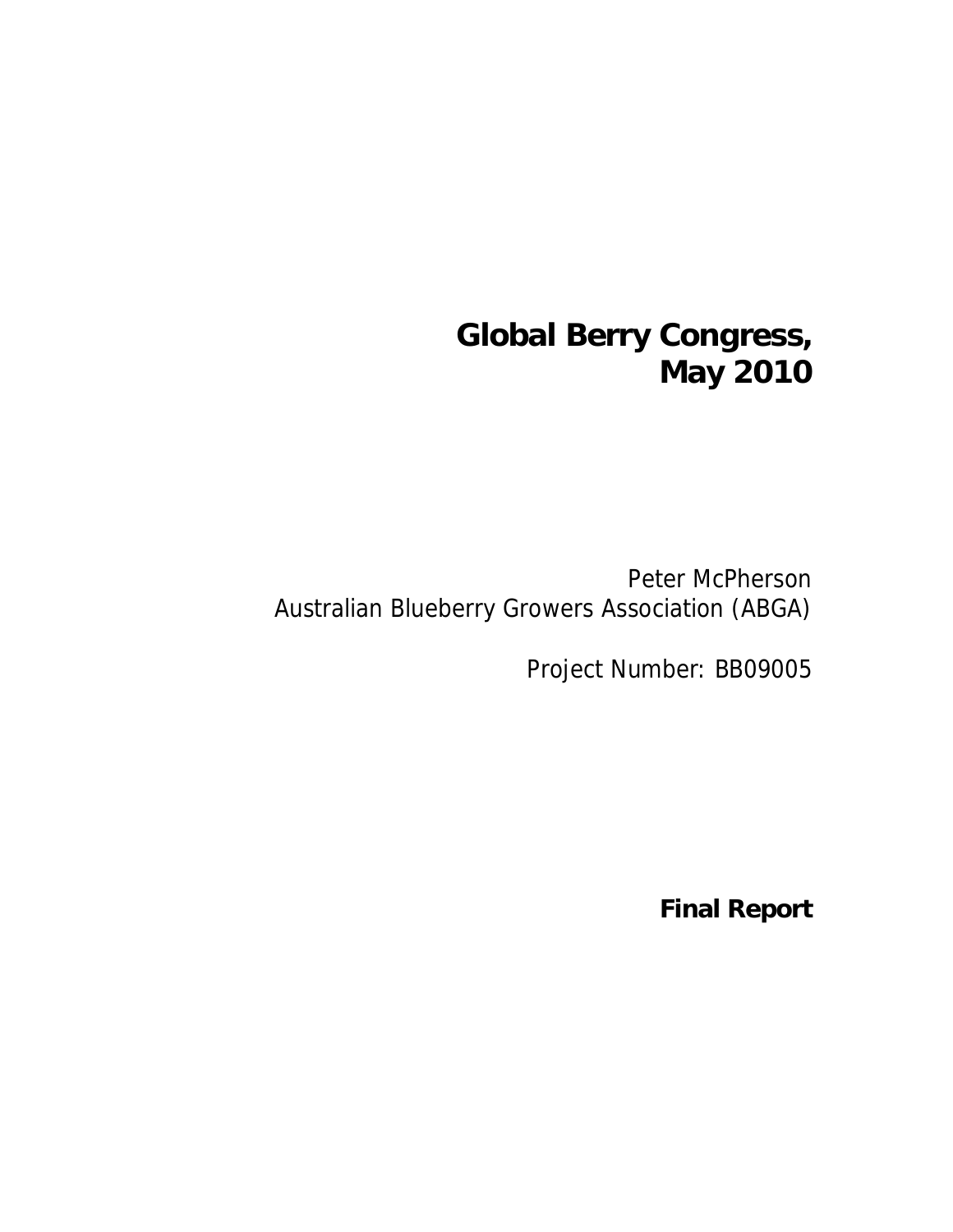# Global Berry Congress, May 2010

Peter McPherson
Australian Blueberry Growers Association (ABGA)

Project Number: BB09005

**Final Report**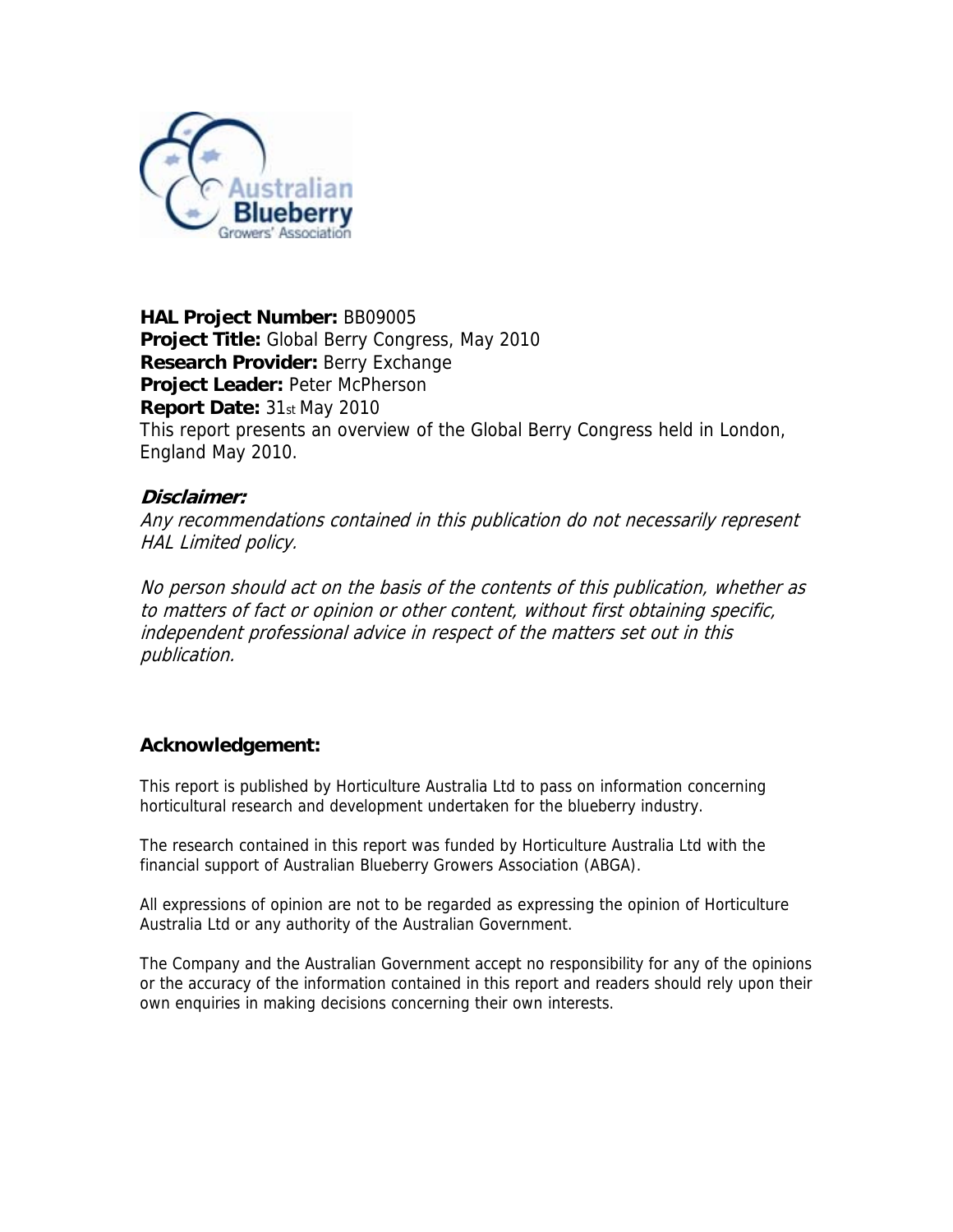**HAL Project Number:** BB09005
**Project Title:** Global Berry Congress, May 2010
**Research Provider:** Berry Exchange
**Project Leader:** Peter McPherson
**Report Date:** 31st May 2010
This report presents an overview of the Global Berry Congress held in London, England May 2010.

***Disclaimer:***

*Any recommendations contained in this publication do not necessarily represent HAL Limited policy.*

*No person should act on the basis of the contents of this publication, whether as to matters of fact or opinion or other content, without first obtaining specific, independent professional advice in respect of the matters set out in this publication.*

**Acknowledgement:**

This report is published by Horticulture Australia Ltd to pass on information concerning horticultural research and development undertaken for the blueberry industry.

The research contained in this report was funded by Horticulture Australia Ltd with the financial support of Australian Blueberry Growers Association (ABGA).

All expressions of opinion are not to be regarded as expressing the opinion of Horticulture Australia Ltd or any authority of the Australian Government.

The Company and the Australian Government accept no responsibility for any of the opinions or the accuracy of the information contained in this report and readers should rely upon their own enquiries in making decisions concerning their own interests.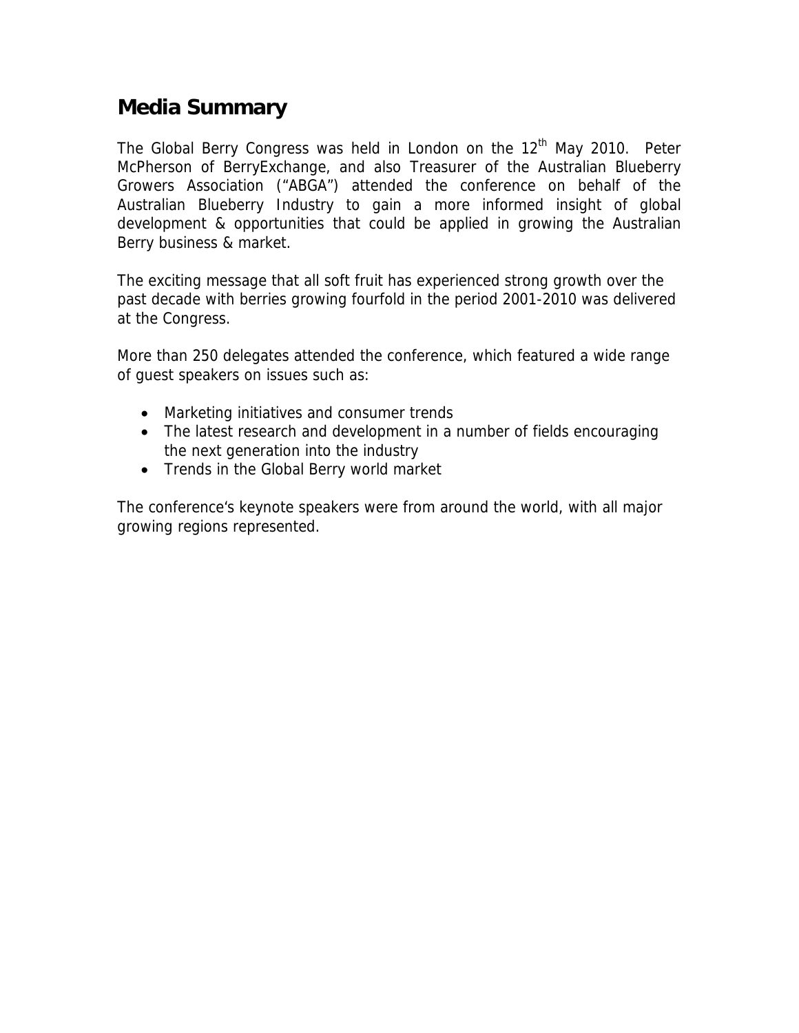## Media Summary

The Global Berry Congress was held in London on the 12th May 2010. Peter McPherson of BerryExchange, and also Treasurer of the Australian Blueberry Growers Association ("ABGA") attended the conference on behalf of the Australian Blueberry Industry to gain a more informed insight of global development & opportunities that could be applied in growing the Australian Berry business & market.

The exciting message that all soft fruit has experienced strong growth over the past decade with berries growing fourfold in the period 2001-2010 was delivered at the Congress.

More than 250 delegates attended the conference, which featured a wide range of guest speakers on issues such as:

- Marketing initiatives and consumer trends
- The latest research and development in a number of fields encouraging the next generation into the industry
- Trends in the Global Berry world market

The conference's keynote speakers were from around the world, with all major growing regions represented.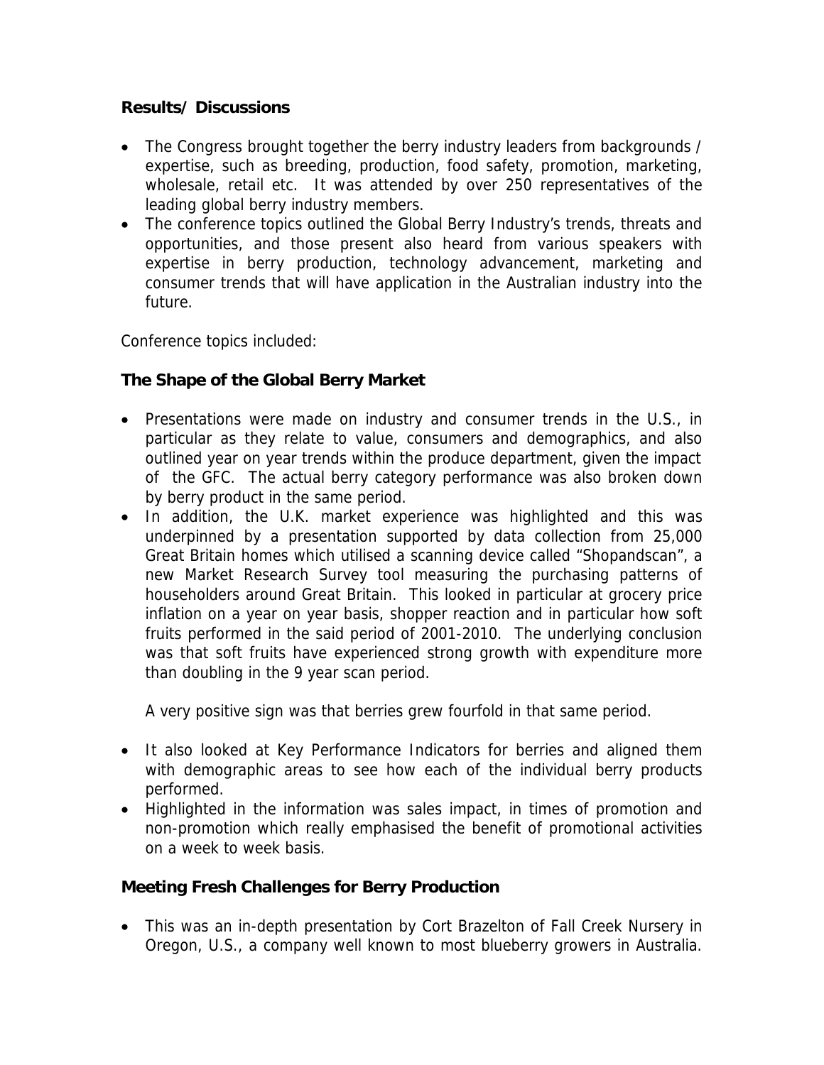**Results/ Discussions**

- The Congress brought together the berry industry leaders from backgrounds / expertise, such as breeding, production, food safety, promotion, marketing, wholesale, retail etc. It was attended by over 250 representatives of the leading global berry industry members.
- The conference topics outlined the Global Berry Industry's trends, threats and opportunities, and those present also heard from various speakers with expertise in berry production, technology advancement, marketing and consumer trends that will have application in the Australian industry into the future.

Conference topics included:

**The Shape of the Global Berry Market**

- Presentations were made on industry and consumer trends in the U.S., in particular as they relate to value, consumers and demographics, and also outlined year on year trends within the produce department, given the impact of the GFC. The actual berry category performance was also broken down by berry product in the same period.
- In addition, the U.K. market experience was highlighted and this was underpinned by a presentation supported by data collection from 25,000 Great Britain homes which utilised a scanning device called "Shopandscan", a new Market Research Survey tool measuring the purchasing patterns of householders around Great Britain. This looked in particular at grocery price inflation on a year on year basis, shopper reaction and in particular how soft fruits performed in the said period of 2001-2010. The underlying conclusion was that soft fruits have experienced strong growth with expenditure more than doubling in the 9 year scan period.

  A very positive sign was that berries grew fourfold in that same period.

- It also looked at Key Performance Indicators for berries and aligned them with demographic areas to see how each of the individual berry products performed.
- Highlighted in the information was sales impact, in times of promotion and non-promotion which really emphasised the benefit of promotional activities on a week to week basis.

**Meeting Fresh Challenges for Berry Production**

- This was an in-depth presentation by Cort Brazelton of Fall Creek Nursery in Oregon, U.S., a company well known to most blueberry growers in Australia.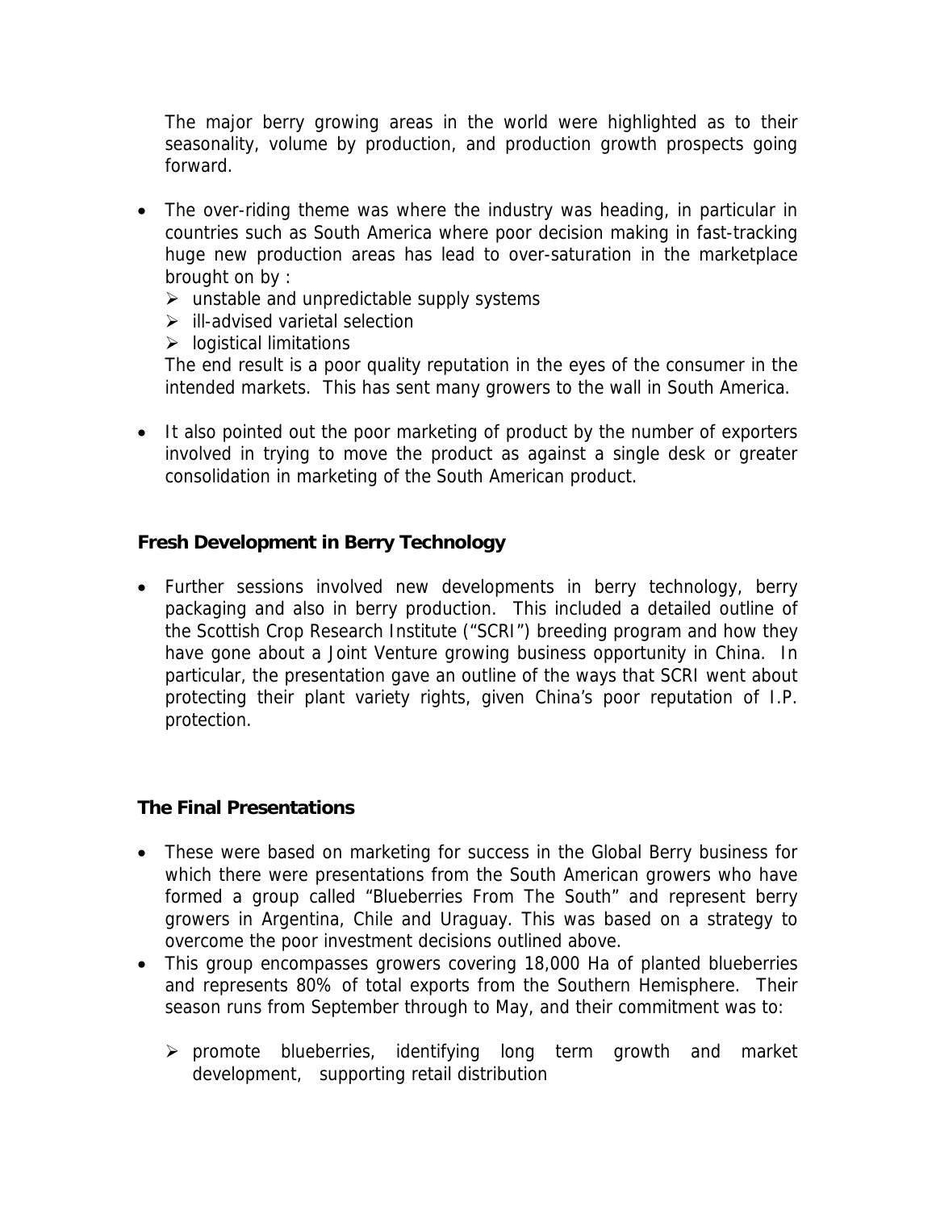The major berry growing areas in the world were highlighted as to their seasonality, volume by production, and production growth prospects going forward.

- The over-riding theme was where the industry was heading, in particular in countries such as South America where poor decision making in fast-tracking huge new production areas has lead to over-saturation in the marketplace brought on by :
  - unstable and unpredictable supply systems
  - ill-advised varietal selection
  - logistical limitations

  The end result is a poor quality reputation in the eyes of the consumer in the intended markets. This has sent many growers to the wall in South America.

- It also pointed out the poor marketing of product by the number of exporters involved in trying to move the product as against a single desk or greater consolidation in marketing of the South American product.

### Fresh Development in Berry Technology

- Further sessions involved new developments in berry technology, berry packaging and also in berry production. This included a detailed outline of the Scottish Crop Research Institute ("SCRI") breeding program and how they have gone about a Joint Venture growing business opportunity in China. In particular, the presentation gave an outline of the ways that SCRI went about protecting their plant variety rights, given China's poor reputation of I.P. protection.

### The Final Presentations

- These were based on marketing for success in the Global Berry business for which there were presentations from the South American growers who have formed a group called "Blueberries From The South" and represent berry growers in Argentina, Chile and Uraguay. This was based on a strategy to overcome the poor investment decisions outlined above.
- This group encompasses growers covering 18,000 Ha of planted blueberries and represents 80% of total exports from the Southern Hemisphere. Their season runs from September through to May, and their commitment was to:
  - promote blueberries, identifying long term growth and market development, supporting retail distribution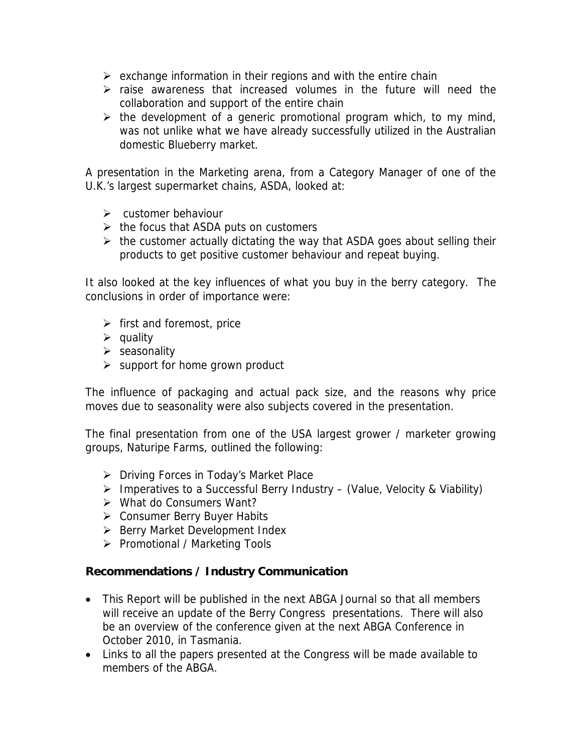- exchange information in their regions and with the entire chain
- raise awareness that increased volumes in the future will need the collaboration and support of the entire chain
- the development of a generic promotional program which, to my mind, was not unlike what we have already successfully utilized in the Australian domestic Blueberry market.

A presentation in the Marketing arena, from a Category Manager of one of the U.K.'s largest supermarket chains, ASDA, looked at:

- customer behaviour
- the focus that ASDA puts on customers
- the customer actually dictating the way that ASDA goes about selling their products to get positive customer behaviour and repeat buying.

It also looked at the key influences of what you buy in the berry category. The conclusions in order of importance were:

- first and foremost, price
- quality
- seasonality
- support for home grown product

The influence of packaging and actual pack size, and the reasons why price moves due to seasonality were also subjects covered in the presentation.

The final presentation from one of the USA largest grower / marketer growing groups, Naturipe Farms, outlined the following:

- Driving Forces in Today's Market Place
- Imperatives to a Successful Berry Industry – (Value, Velocity & Viability)
- What do Consumers Want?
- Consumer Berry Buyer Habits
- Berry Market Development Index
- Promotional / Marketing Tools

**Recommendations / Industry Communication**

- This Report will be published in the next ABGA Journal so that all members will receive an update of the Berry Congress presentations. There will also be an overview of the conference given at the next ABGA Conference in October 2010, in Tasmania.
- Links to all the papers presented at the Congress will be made available to members of the ABGA.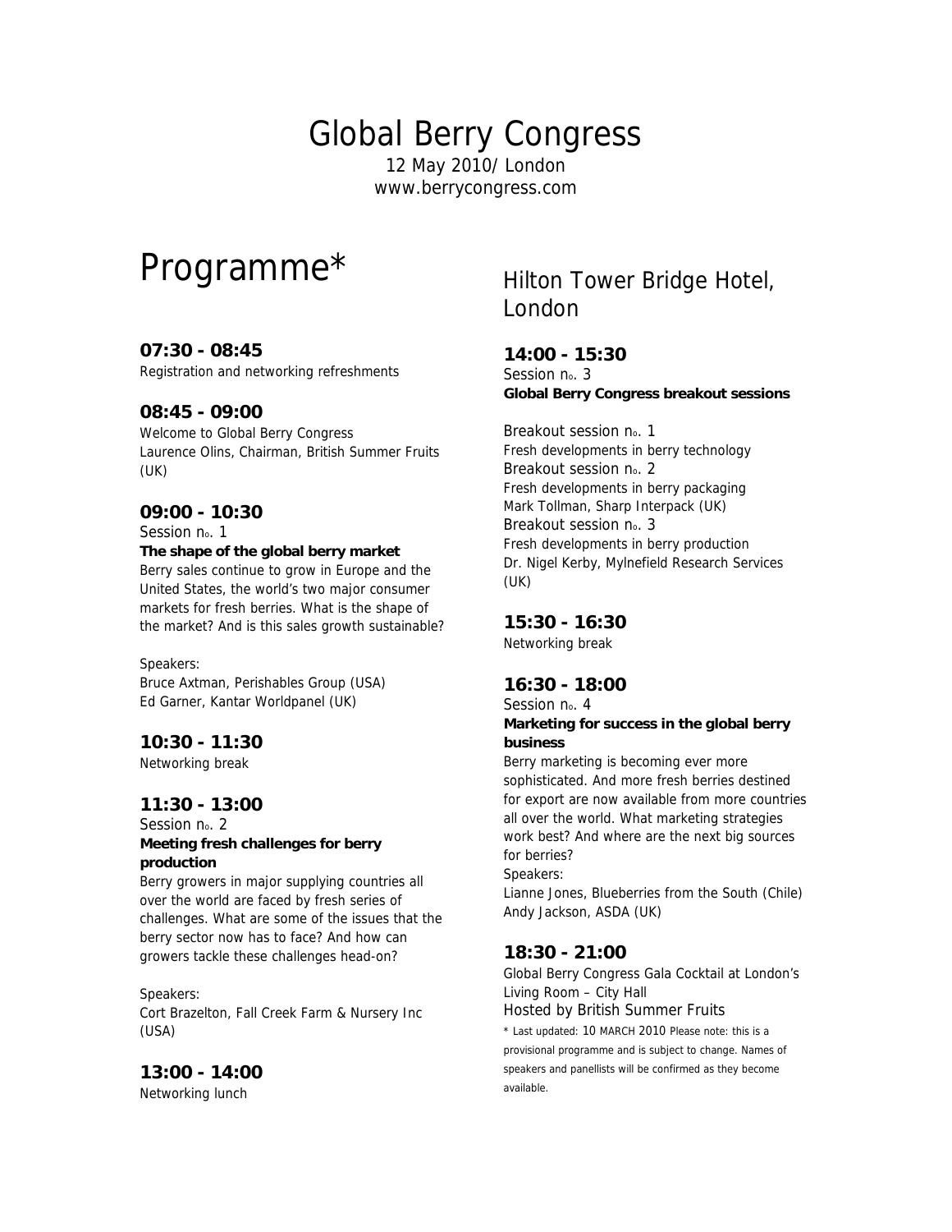# Global Berry Congress

12 May 2010/ London
www.berrycongress.com

# Programme*

## Hilton Tower Bridge Hotel, London

### 07:30 - 08:45

Registration and networking refreshments

### 08:45 - 09:00

Welcome to Global Berry Congress
Laurence Olins, Chairman, British Summer Fruits (UK)

### 09:00 - 10:30

Session nₒ. 1
**The shape of the global berry market**
Berry sales continue to grow in Europe and the United States, the world's two major consumer markets for fresh berries. What is the shape of the market? And is this sales growth sustainable?

Speakers:
Bruce Axtman, Perishables Group (USA)
Ed Garner, Kantar Worldpanel (UK)

### 10:30 - 11:30

Networking break

### 11:30 - 13:00

Session nₒ. 2
**Meeting fresh challenges for berry production**
Berry growers in major supplying countries all over the world are faced by fresh series of challenges. What are some of the issues that the berry sector now has to face? And how can growers tackle these challenges head-on?

Speakers:
Cort Brazelton, Fall Creek Farm & Nursery Inc (USA)

### 13:00 - 14:00

Networking lunch

### 14:00 - 15:30

Session nₒ. 3
**Global Berry Congress breakout sessions**

Breakout session nₒ. 1
Fresh developments in berry technology
Breakout session nₒ. 2
Fresh developments in berry packaging
Mark Tollman, Sharp Interpack (UK)
Breakout session nₒ. 3
Fresh developments in berry production
Dr. Nigel Kerby, Mylnefield Research Services (UK)

### 15:30 - 16:30

Networking break

### 16:30 - 18:00

Session nₒ. 4
**Marketing for success in the global berry business**
Berry marketing is becoming ever more sophisticated. And more fresh berries destined for export are now available from more countries all over the world. What marketing strategies work best? And where are the next big sources for berries?
Speakers:
Lianne Jones, Blueberries from the South (Chile)
Andy Jackson, ASDA (UK)

### 18:30 - 21:00

Global Berry Congress Gala Cocktail at London's Living Room – City Hall
Hosted by British Summer Fruits

* Last updated: 10 MARCH 2010 Please note: this is a provisional programme and is subject to change. Names of speakers and panellists will be confirmed as they become available.